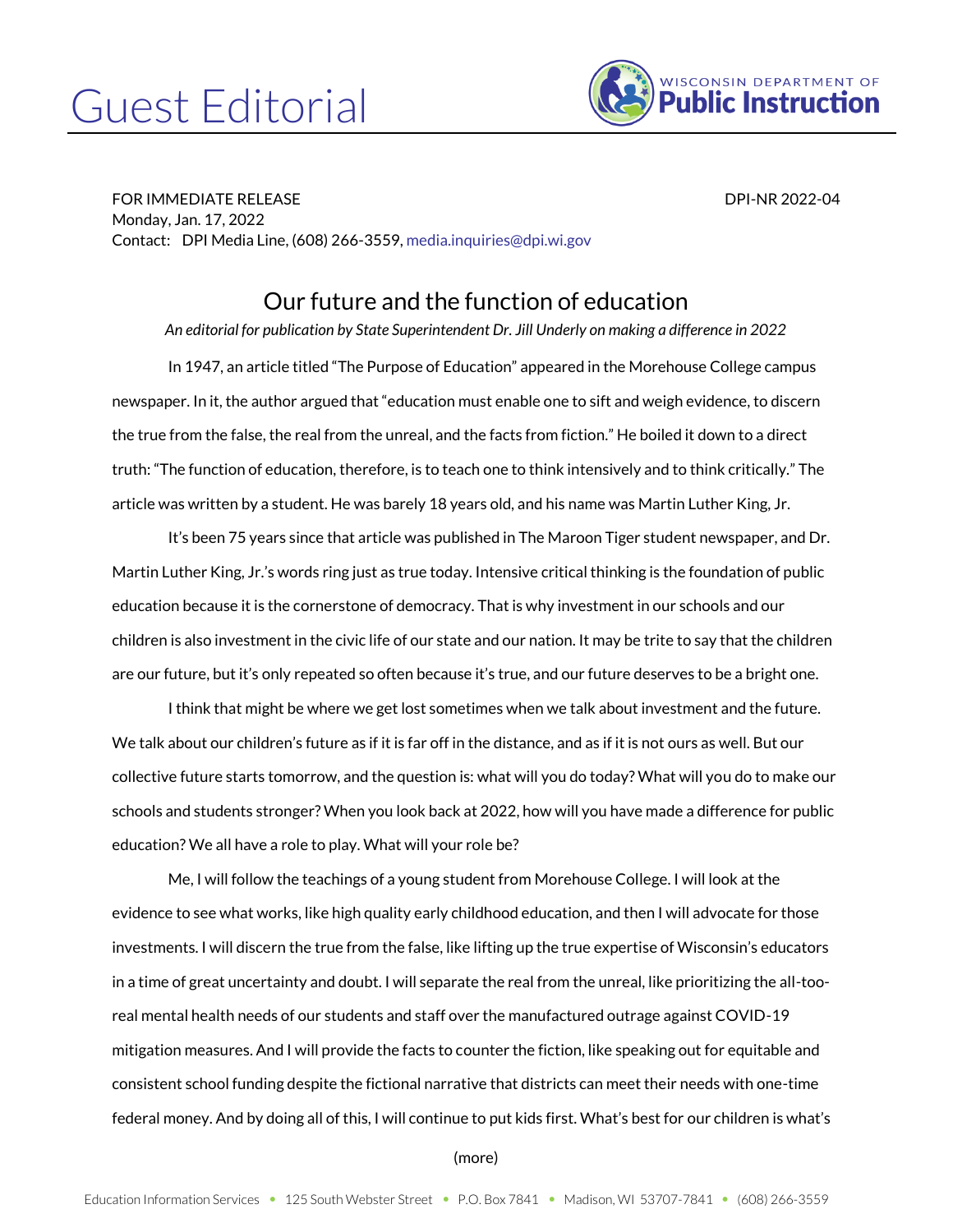# Guest Editorial

WISCONSIN DEPARTMENT OF **Public Instruction**

FOR IMMEDIATE RELEASE  DPI-NR 2022-04
Monday, Jan. 17, 2022
Contact: DPI Media Line, (608) 266-3559, media.inquiries@dpi.wi.gov

## Our future and the function of education

*An editorial for publication by State Superintendent Dr. Jill Underly on making a difference in 2022*

In 1947, an article titled "The Purpose of Education" appeared in the Morehouse College campus newspaper. In it, the author argued that "education must enable one to sift and weigh evidence, to discern the true from the false, the real from the unreal, and the facts from fiction." He boiled it down to a direct truth: "The function of education, therefore, is to teach one to think intensively and to think critically." The article was written by a student. He was barely 18 years old, and his name was Martin Luther King, Jr.

It's been 75 years since that article was published in The Maroon Tiger student newspaper, and Dr. Martin Luther King, Jr.'s words ring just as true today. Intensive critical thinking is the foundation of public education because it is the cornerstone of democracy. That is why investment in our schools and our children is also investment in the civic life of our state and our nation. It may be trite to say that the children are our future, but it's only repeated so often because it's true, and our future deserves to be a bright one.

I think that might be where we get lost sometimes when we talk about investment and the future. We talk about our children's future as if it is far off in the distance, and as if it is not ours as well. But our collective future starts tomorrow, and the question is: what will you do today? What will you do to make our schools and students stronger? When you look back at 2022, how will you have made a difference for public education? We all have a role to play. What will your role be?

Me, I will follow the teachings of a young student from Morehouse College. I will look at the evidence to see what works, like high quality early childhood education, and then I will advocate for those investments. I will discern the true from the false, like lifting up the true expertise of Wisconsin's educators in a time of great uncertainty and doubt. I will separate the real from the unreal, like prioritizing the all-too-real mental health needs of our students and staff over the manufactured outrage against COVID-19 mitigation measures. And I will provide the facts to counter the fiction, like speaking out for equitable and consistent school funding despite the fictional narrative that districts can meet their needs with one-time federal money. And by doing all of this, I will continue to put kids first. What's best for our children is what's

(more)

Education Information Services • 125 South Webster Street • P.O. Box 7841 • Madison, WI 53707-7841 • (608) 266-3559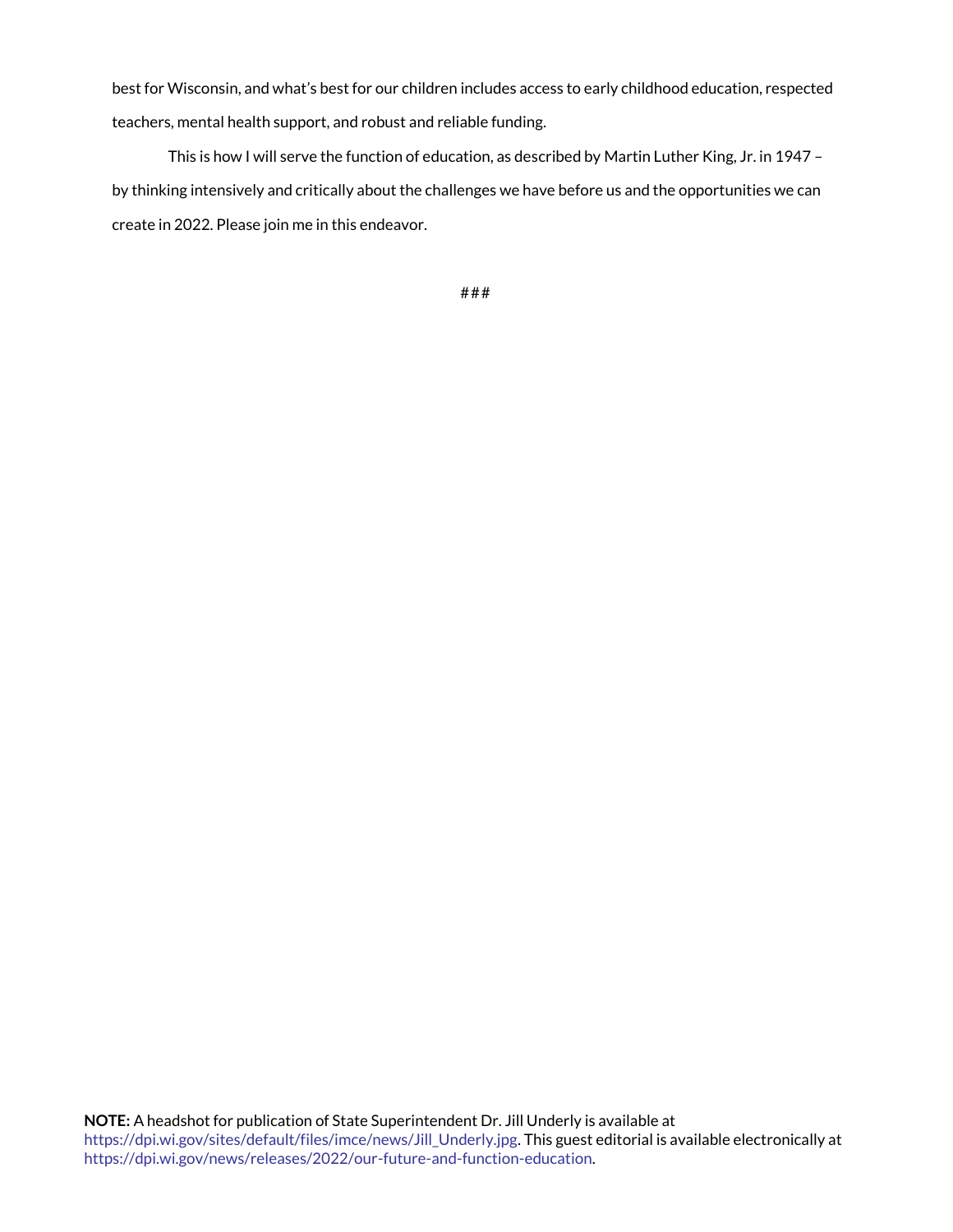best for Wisconsin, and what's best for our children includes access to early childhood education, respected teachers, mental health support, and robust and reliable funding.

This is how I will serve the function of education, as described by Martin Luther King, Jr. in 1947 – by thinking intensively and critically about the challenges we have before us and the opportunities we can create in 2022. Please join me in this endeavor.

###

**NOTE:** A headshot for publication of State Superintendent Dr. Jill Underly is available at https://dpi.wi.gov/sites/default/files/imce/news/Jill_Underly.jpg. This guest editorial is available electronically at https://dpi.wi.gov/news/releases/2022/our-future-and-function-education.